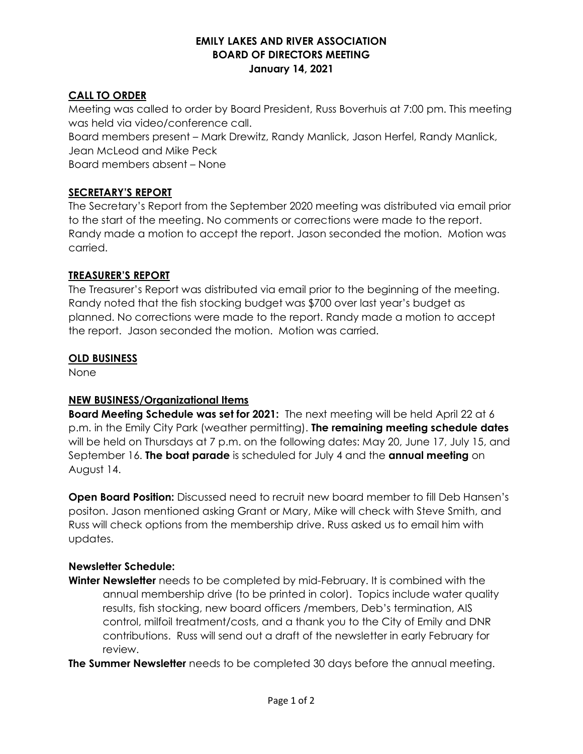# EMILY LAKES AND RIVER ASSOCIATION
# BOARD OF DIRECTORS MEETING
# January 14, 2021

## CALL TO ORDER

Meeting was called to order by Board President, Russ Boverhuis at 7:00 pm. This meeting was held via video/conference call.

Board members present – Mark Drewitz, Randy Manlick, Jason Herfel, Randy Manlick, Jean McLeod and Mike Peck

Board members absent – None

## SECRETARY'S REPORT

The Secretary's Report from the September 2020 meeting was distributed via email prior to the start of the meeting. No comments or corrections were made to the report. Randy made a motion to accept the report. Jason seconded the motion. Motion was carried.

## TREASURER'S REPORT

The Treasurer's Report was distributed via email prior to the beginning of the meeting. Randy noted that the fish stocking budget was $700 over last year's budget as planned. No corrections were made to the report. Randy made a motion to accept the report. Jason seconded the motion. Motion was carried.

## OLD BUSINESS

None

## NEW BUSINESS/Organizational Items

**Board Meeting Schedule was set for 2021:** The next meeting will be held April 22 at 6 p.m. in the Emily City Park (weather permitting). **The remaining meeting schedule dates** will be held on Thursdays at 7 p.m. on the following dates: May 20, June 17, July 15, and September 16. **The boat parade** is scheduled for July 4 and the **annual meeting** on August 14.

**Open Board Position:** Discussed need to recruit new board member to fill Deb Hansen's positon. Jason mentioned asking Grant or Mary, Mike will check with Steve Smith, and Russ will check options from the membership drive. Russ asked us to email him with updates.

### Newsletter Schedule:

**Winter Newsletter** needs to be completed by mid-February. It is combined with the annual membership drive (to be printed in color). Topics include water quality results, fish stocking, new board officers /members, Deb's termination, AIS control, milfoil treatment/costs, and a thank you to the City of Emily and DNR contributions. Russ will send out a draft of the newsletter in early February for review.

**The Summer Newsletter** needs to be completed 30 days before the annual meeting.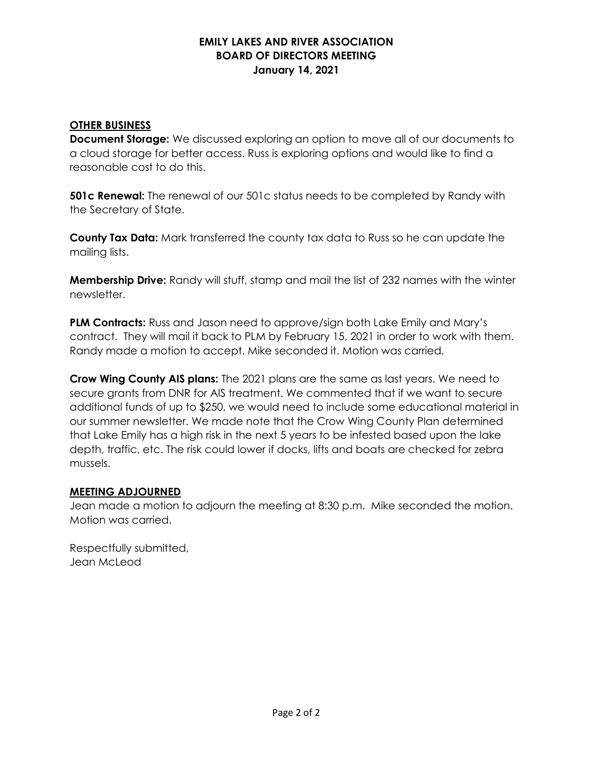**EMILY LAKES AND RIVER ASSOCIATION**
**BOARD OF DIRECTORS MEETING**
**January 14, 2021**

## OTHER BUSINESS

**Document Storage:** We discussed exploring an option to move all of our documents to a cloud storage for better access. Russ is exploring options and would like to find a reasonable cost to do this.

**501c Renewal:** The renewal of our 501c status needs to be completed by Randy with the Secretary of State.

**County Tax Data:** Mark transferred the county tax data to Russ so he can update the mailing lists.

**Membership Drive:** Randy will stuff, stamp and mail the list of 232 names with the winter newsletter.

**PLM Contracts:** Russ and Jason need to approve/sign both Lake Emily and Mary's contract. They will mail it back to PLM by February 15, 2021 in order to work with them. Randy made a motion to accept. Mike seconded it. Motion was carried.

**Crow Wing County AIS plans:** The 2021 plans are the same as last years. We need to secure grants from DNR for AIS treatment. We commented that if we want to secure additional funds of up to $250, we would need to include some educational material in our summer newsletter. We made note that the Crow Wing County Plan determined that Lake Emily has a high risk in the next 5 years to be infested based upon the lake depth, traffic, etc. The risk could lower if docks, lifts and boats are checked for zebra mussels.

## MEETING ADJOURNED

Jean made a motion to adjourn the meeting at 8:30 p.m. Mike seconded the motion. Motion was carried.

Respectfully submitted,
Jean McLeod